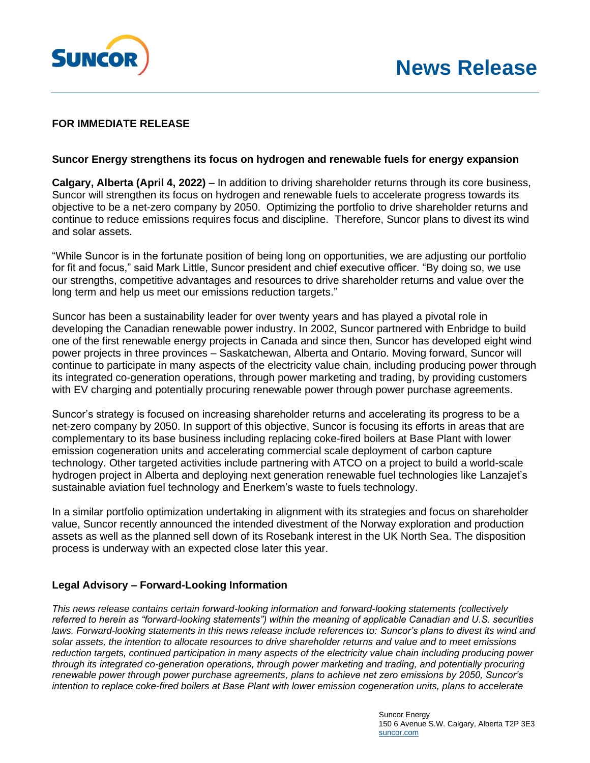**FOR IMMEDIATE RELEASE**

**Suncor Energy strengthens its focus on hydrogen and renewable fuels for energy expansion**

**Calgary, Alberta (April 4, 2022)** – In addition to driving shareholder returns through its core business, Suncor will strengthen its focus on hydrogen and renewable fuels to accelerate progress towards its objective to be a net-zero company by 2050. Optimizing the portfolio to drive shareholder returns and continue to reduce emissions requires focus and discipline. Therefore, Suncor plans to divest its wind and solar assets.

"While Suncor is in the fortunate position of being long on opportunities, we are adjusting our portfolio for fit and focus," said Mark Little, Suncor president and chief executive officer. "By doing so, we use our strengths, competitive advantages and resources to drive shareholder returns and value over the long term and help us meet our emissions reduction targets."

Suncor has been a sustainability leader for over twenty years and has played a pivotal role in developing the Canadian renewable power industry. In 2002, Suncor partnered with Enbridge to build one of the first renewable energy projects in Canada and since then, Suncor has developed eight wind power projects in three provinces – Saskatchewan, Alberta and Ontario. Moving forward, Suncor will continue to participate in many aspects of the electricity value chain, including producing power through its integrated co-generation operations, through power marketing and trading, by providing customers with EV charging and potentially procuring renewable power through power purchase agreements.

Suncor's strategy is focused on increasing shareholder returns and accelerating its progress to be a net-zero company by 2050. In support of this objective, Suncor is focusing its efforts in areas that are complementary to its base business including replacing coke-fired boilers at Base Plant with lower emission cogeneration units and accelerating commercial scale deployment of carbon capture technology. Other targeted activities include partnering with ATCO on a project to build a world-scale hydrogen project in Alberta and deploying next generation renewable fuel technologies like Lanzajet's sustainable aviation fuel technology and Enerkem's waste to fuels technology.

In a similar portfolio optimization undertaking in alignment with its strategies and focus on shareholder value, Suncor recently announced the intended divestment of the Norway exploration and production assets as well as the planned sell down of its Rosebank interest in the UK North Sea. The disposition process is underway with an expected close later this year.

## Legal Advisory – Forward-Looking Information

*This news release contains certain forward-looking information and forward-looking statements (collectively referred to herein as "forward-looking statements") within the meaning of applicable Canadian and U.S. securities laws. Forward-looking statements in this news release include references to: Suncor's plans to divest its wind and solar assets, the intention to allocate resources to drive shareholder returns and value and to meet emissions reduction targets, continued participation in many aspects of the electricity value chain including producing power through its integrated co-generation operations, through power marketing and trading, and potentially procuring renewable power through power purchase agreements, plans to achieve net zero emissions by 2050, Suncor's intention to replace coke-fired boilers at Base Plant with lower emission cogeneration units, plans to accelerate*

Suncor Energy
150 6 Avenue S.W. Calgary, Alberta T2P 3E3
suncor.com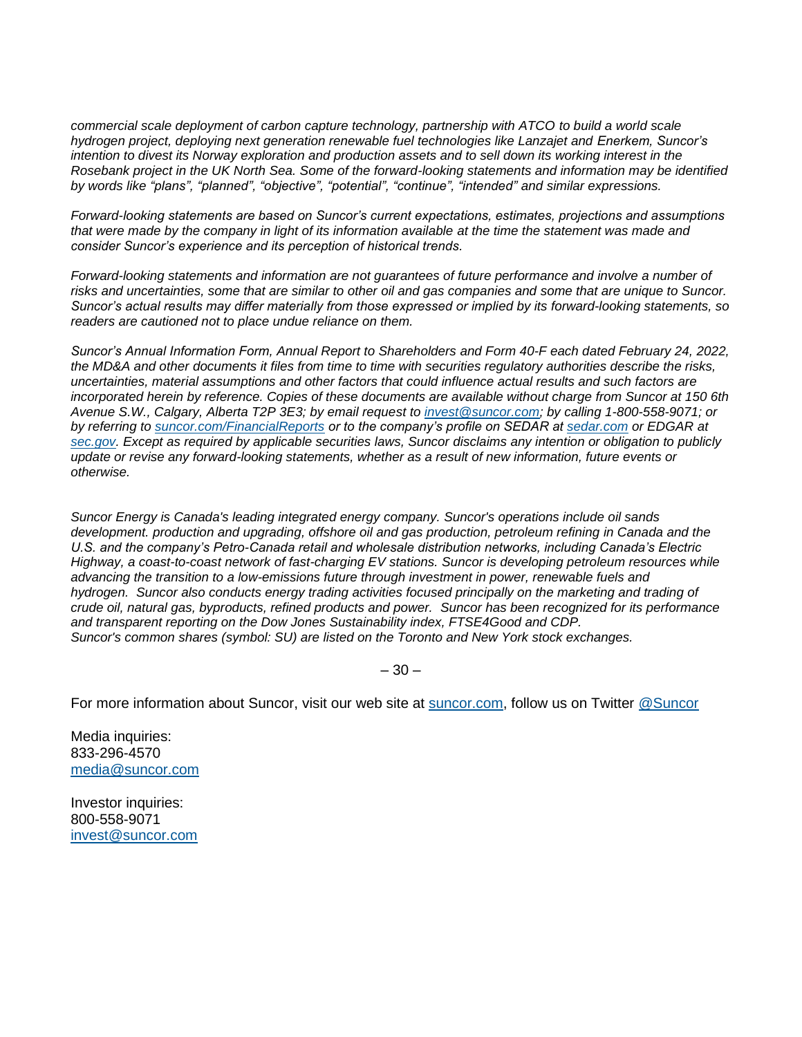*commercial scale deployment of carbon capture technology, partnership with ATCO to build a world scale hydrogen project, deploying next generation renewable fuel technologies like Lanzajet and Enerkem, Suncor's intention to divest its Norway exploration and production assets and to sell down its working interest in the Rosebank project in the UK North Sea. Some of the forward-looking statements and information may be identified by words like "plans", "planned", "objective", "potential", "continue", "intended" and similar expressions.*

*Forward-looking statements are based on Suncor's current expectations, estimates, projections and assumptions that were made by the company in light of its information available at the time the statement was made and consider Suncor's experience and its perception of historical trends.*

*Forward-looking statements and information are not guarantees of future performance and involve a number of risks and uncertainties, some that are similar to other oil and gas companies and some that are unique to Suncor. Suncor's actual results may differ materially from those expressed or implied by its forward-looking statements, so readers are cautioned not to place undue reliance on them.*

*Suncor's Annual Information Form, Annual Report to Shareholders and Form 40-F each dated February 24, 2022, the MD&A and other documents it files from time to time with securities regulatory authorities describe the risks, uncertainties, material assumptions and other factors that could influence actual results and such factors are incorporated herein by reference. Copies of these documents are available without charge from Suncor at 150 6th Avenue S.W., Calgary, Alberta T2P 3E3; by email request to [invest@suncor.com](mailto:invest@suncor.com); by calling 1-800-558-9071; or by referring to [suncor.com/FinancialReports](suncor.com/FinancialReports) or to the company's profile on SEDAR at [sedar.com](sedar.com) or EDGAR at [sec.gov](sec.gov). Except as required by applicable securities laws, Suncor disclaims any intention or obligation to publicly update or revise any forward-looking statements, whether as a result of new information, future events or otherwise.*

*Suncor Energy is Canada's leading integrated energy company. Suncor's operations include oil sands development. production and upgrading, offshore oil and gas production, petroleum refining in Canada and the U.S. and the company's Petro-Canada retail and wholesale distribution networks, including Canada's Electric Highway, a coast-to-coast network of fast-charging EV stations. Suncor is developing petroleum resources while advancing the transition to a low-emissions future through investment in power, renewable fuels and hydrogen. Suncor also conducts energy trading activities focused principally on the marketing and trading of crude oil, natural gas, byproducts, refined products and power. Suncor has been recognized for its performance and transparent reporting on the Dow Jones Sustainability index, FTSE4Good and CDP. Suncor's common shares (symbol: SU) are listed on the Toronto and New York stock exchanges.*

– 30 –

For more information about Suncor, visit our web site at [suncor.com](suncor.com), follow us on Twitter [@Suncor](@Suncor)

Media inquiries:
833-296-4570
[media@suncor.com](mailto:media@suncor.com)

Investor inquiries:
800-558-9071
[invest@suncor.com](mailto:invest@suncor.com)